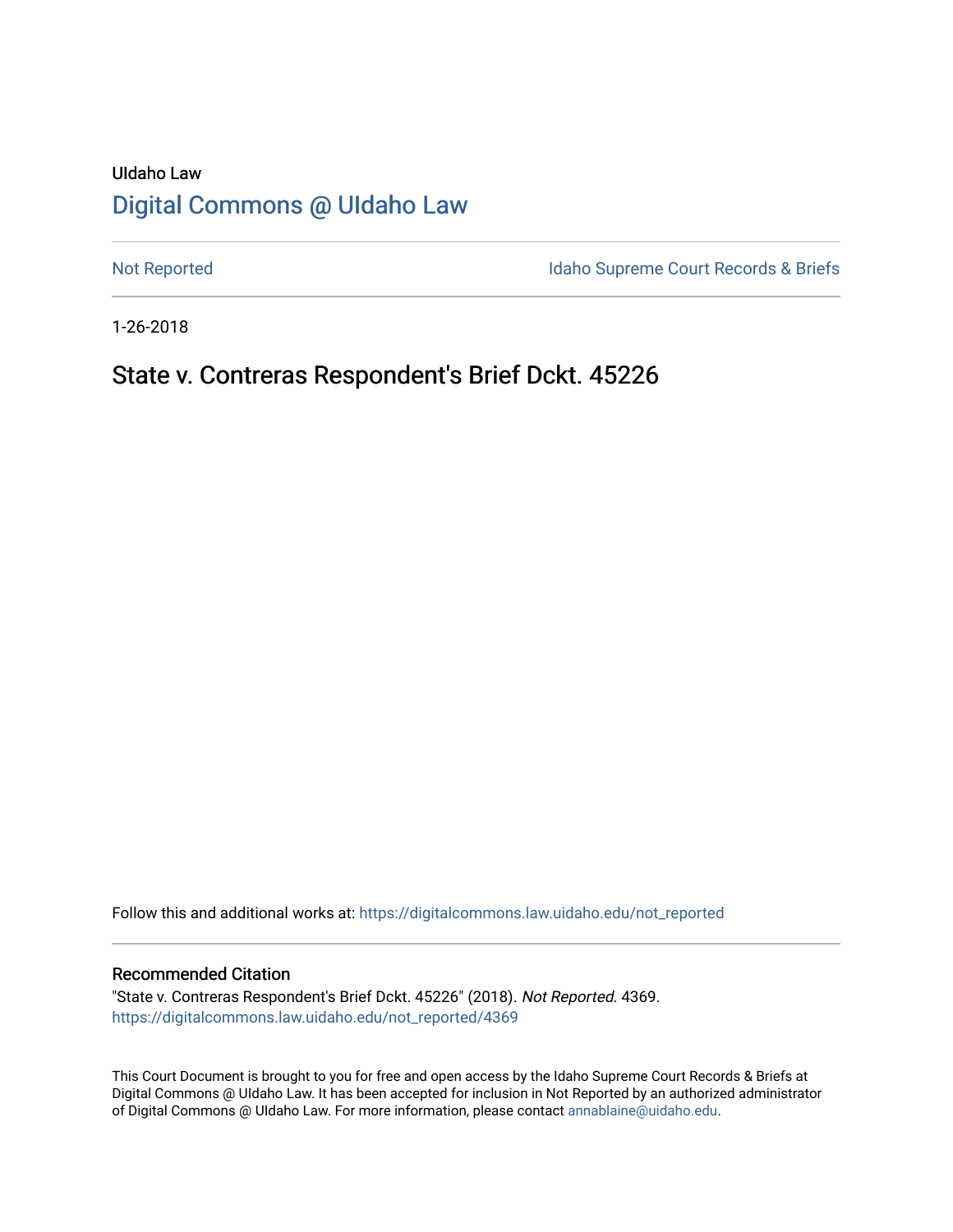UIdaho Law

# Digital Commons @ UIdaho Law

Not Reported

Idaho Supreme Court Records & Briefs

1-26-2018

## State v. Contreras Respondent's Brief Dckt. 45226

Follow this and additional works at: https://digitalcommons.law.uidaho.edu/not_reported

### Recommended Citation

"State v. Contreras Respondent's Brief Dckt. 45226" (2018). *Not Reported*. 4369.
https://digitalcommons.law.uidaho.edu/not_reported/4369

This Court Document is brought to you for free and open access by the Idaho Supreme Court Records & Briefs at Digital Commons @ UIdaho Law. It has been accepted for inclusion in Not Reported by an authorized administrator of Digital Commons @ UIdaho Law. For more information, please contact annablaine@uidaho.edu.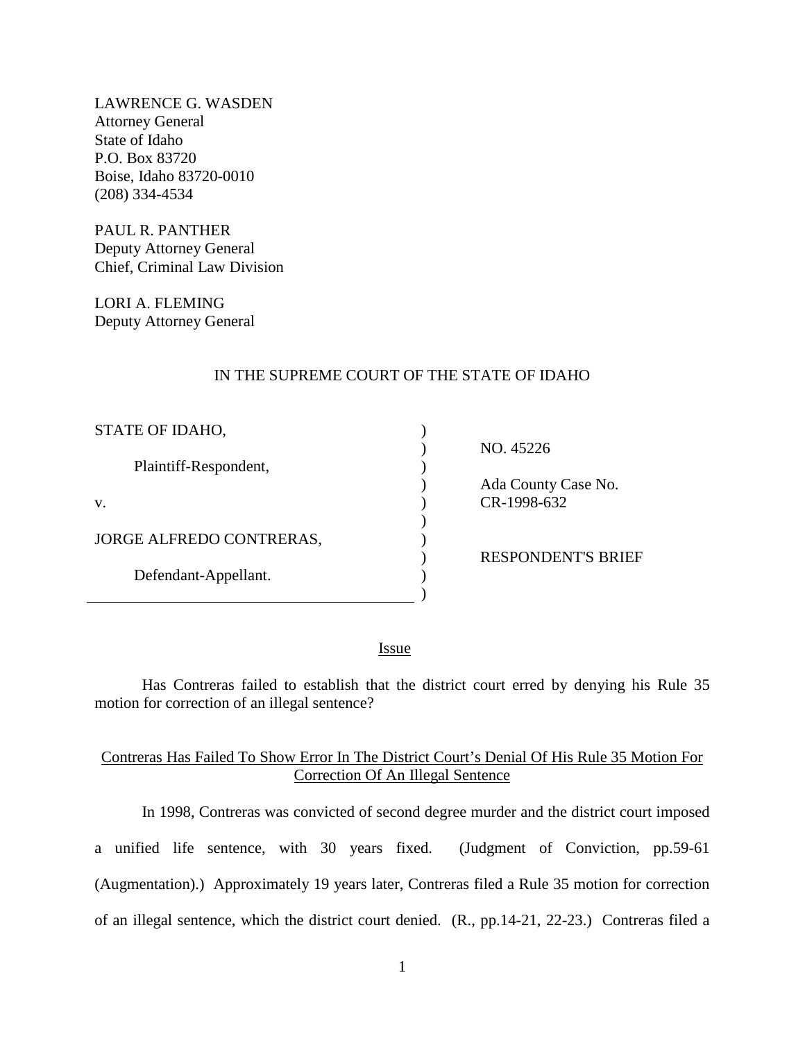LAWRENCE G. WASDEN
Attorney General
State of Idaho
P.O. Box 83720
Boise, Idaho 83720-0010
(208) 334-4534

PAUL R. PANTHER
Deputy Attorney General
Chief, Criminal Law Division

LORI A. FLEMING
Deputy Attorney General

IN THE SUPREME COURT OF THE STATE OF IDAHO

| | | |
|---|---|---|
| STATE OF IDAHO, | ) | |
| | ) | NO. 45226 |
| Plaintiff-Respondent, | ) | |
| | ) | Ada County Case No. |
| v. | ) | CR-1998-632 |
| | ) | |
| JORGE ALFREDO CONTRERAS, | ) | |
| | ) | RESPONDENT'S BRIEF |
| Defendant-Appellant. | ) | |
| | ) | |

## Issue

Has Contreras failed to establish that the district court erred by denying his Rule 35 motion for correction of an illegal sentence?

## Contreras Has Failed To Show Error In The District Court's Denial Of His Rule 35 Motion For Correction Of An Illegal Sentence

In 1998, Contreras was convicted of second degree murder and the district court imposed a unified life sentence, with 30 years fixed. (Judgment of Conviction, pp.59-61 (Augmentation).) Approximately 19 years later, Contreras filed a Rule 35 motion for correction of an illegal sentence, which the district court denied. (R., pp.14-21, 22-23.) Contreras filed a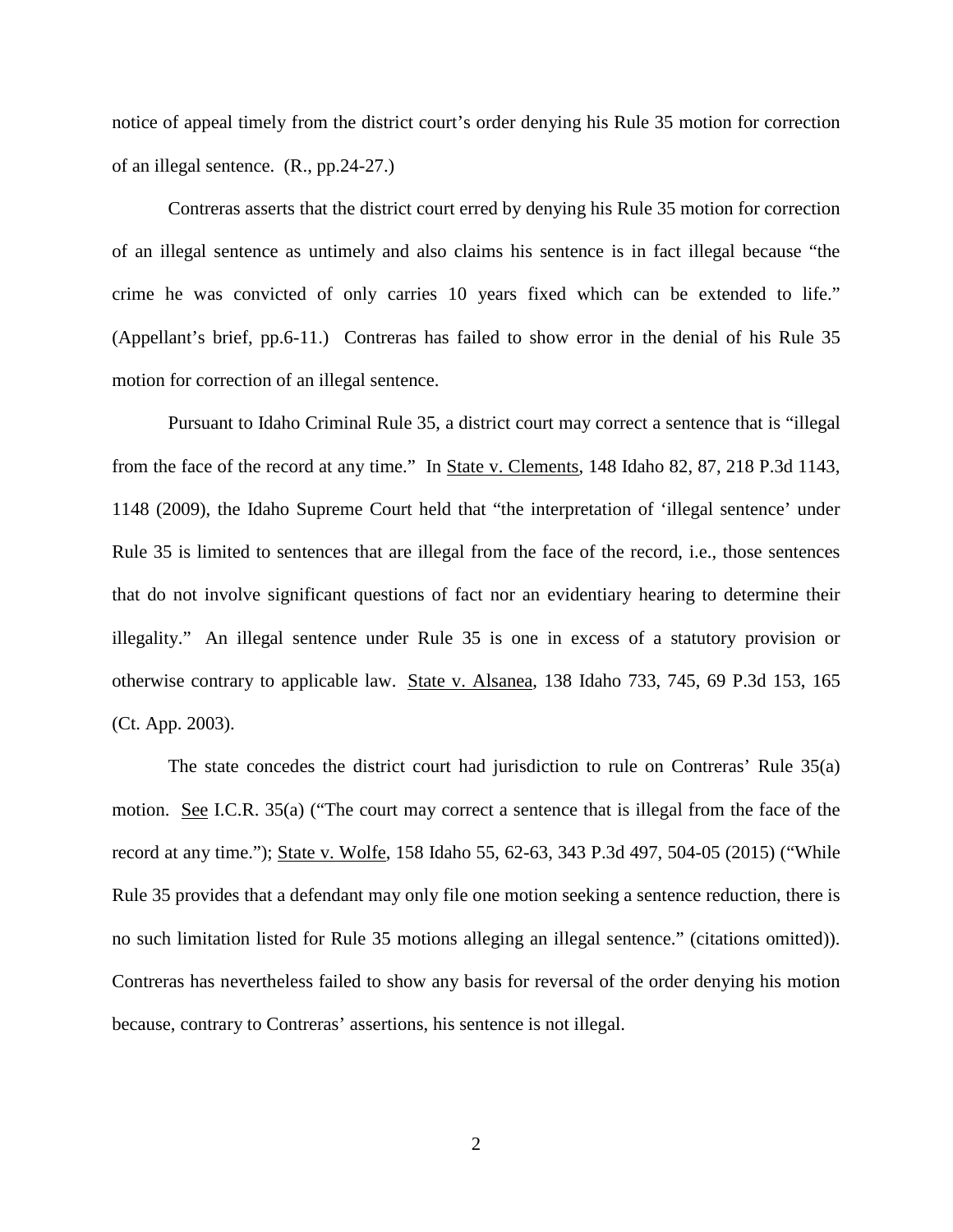notice of appeal timely from the district court's order denying his Rule 35 motion for correction of an illegal sentence. (R., pp.24-27.)

Contreras asserts that the district court erred by denying his Rule 35 motion for correction of an illegal sentence as untimely and also claims his sentence is in fact illegal because "the crime he was convicted of only carries 10 years fixed which can be extended to life." (Appellant's brief, pp.6-11.) Contreras has failed to show error in the denial of his Rule 35 motion for correction of an illegal sentence.

Pursuant to Idaho Criminal Rule 35, a district court may correct a sentence that is "illegal from the face of the record at any time." In State v. Clements, 148 Idaho 82, 87, 218 P.3d 1143, 1148 (2009), the Idaho Supreme Court held that "the interpretation of 'illegal sentence' under Rule 35 is limited to sentences that are illegal from the face of the record, i.e., those sentences that do not involve significant questions of fact nor an evidentiary hearing to determine their illegality." An illegal sentence under Rule 35 is one in excess of a statutory provision or otherwise contrary to applicable law. State v. Alsanea, 138 Idaho 733, 745, 69 P.3d 153, 165 (Ct. App. 2003).

The state concedes the district court had jurisdiction to rule on Contreras' Rule 35(a) motion. See I.C.R. 35(a) ("The court may correct a sentence that is illegal from the face of the record at any time."); State v. Wolfe, 158 Idaho 55, 62-63, 343 P.3d 497, 504-05 (2015) ("While Rule 35 provides that a defendant may only file one motion seeking a sentence reduction, there is no such limitation listed for Rule 35 motions alleging an illegal sentence." (citations omitted)). Contreras has nevertheless failed to show any basis for reversal of the order denying his motion because, contrary to Contreras' assertions, his sentence is not illegal.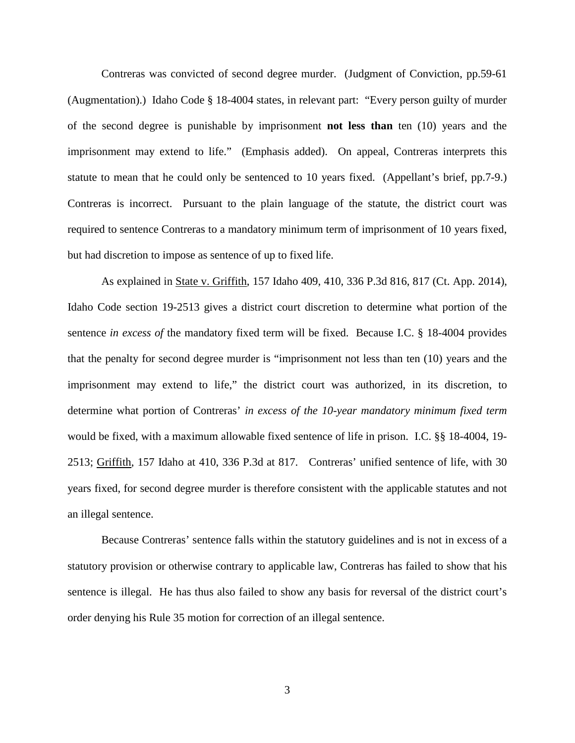Contreras was convicted of second degree murder. (Judgment of Conviction, pp.59-61 (Augmentation).) Idaho Code § 18-4004 states, in relevant part: "Every person guilty of murder of the second degree is punishable by imprisonment **not less than** ten (10) years and the imprisonment may extend to life." (Emphasis added). On appeal, Contreras interprets this statute to mean that he could only be sentenced to 10 years fixed. (Appellant's brief, pp.7-9.) Contreras is incorrect. Pursuant to the plain language of the statute, the district court was required to sentence Contreras to a mandatory minimum term of imprisonment of 10 years fixed, but had discretion to impose as sentence of up to fixed life.

As explained in State v. Griffith, 157 Idaho 409, 410, 336 P.3d 816, 817 (Ct. App. 2014), Idaho Code section 19-2513 gives a district court discretion to determine what portion of the sentence *in excess of* the mandatory fixed term will be fixed. Because I.C. § 18-4004 provides that the penalty for second degree murder is "imprisonment not less than ten (10) years and the imprisonment may extend to life," the district court was authorized, in its discretion, to determine what portion of Contreras' *in excess of the 10-year mandatory minimum fixed term* would be fixed, with a maximum allowable fixed sentence of life in prison. I.C. §§ 18-4004, 19-2513; Griffith, 157 Idaho at 410, 336 P.3d at 817. Contreras' unified sentence of life, with 30 years fixed, for second degree murder is therefore consistent with the applicable statutes and not an illegal sentence.

Because Contreras' sentence falls within the statutory guidelines and is not in excess of a statutory provision or otherwise contrary to applicable law, Contreras has failed to show that his sentence is illegal. He has thus also failed to show any basis for reversal of the district court's order denying his Rule 35 motion for correction of an illegal sentence.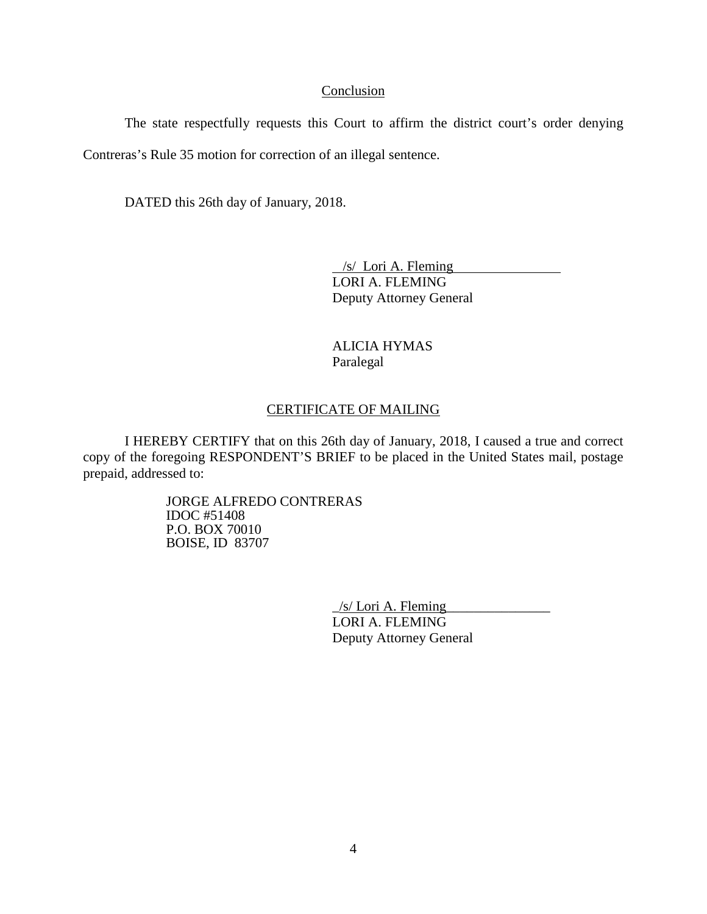## Conclusion

The state respectfully requests this Court to affirm the district court's order denying Contreras's Rule 35 motion for correction of an illegal sentence.

DATED this 26th day of January, 2018.

/s/ Lori A. Fleming  
LORI A. FLEMING  
Deputy Attorney General

ALICIA HYMAS  
Paralegal

## CERTIFICATE OF MAILING

I HEREBY CERTIFY that on this 26th day of January, 2018, I caused a true and correct copy of the foregoing RESPONDENT'S BRIEF to be placed in the United States mail, postage prepaid, addressed to:

JORGE ALFREDO CONTRERAS  
IDOC #51408  
P.O. BOX 70010  
BOISE, ID 83707

/s/ Lori A. Fleming  
LORI A. FLEMING  
Deputy Attorney General